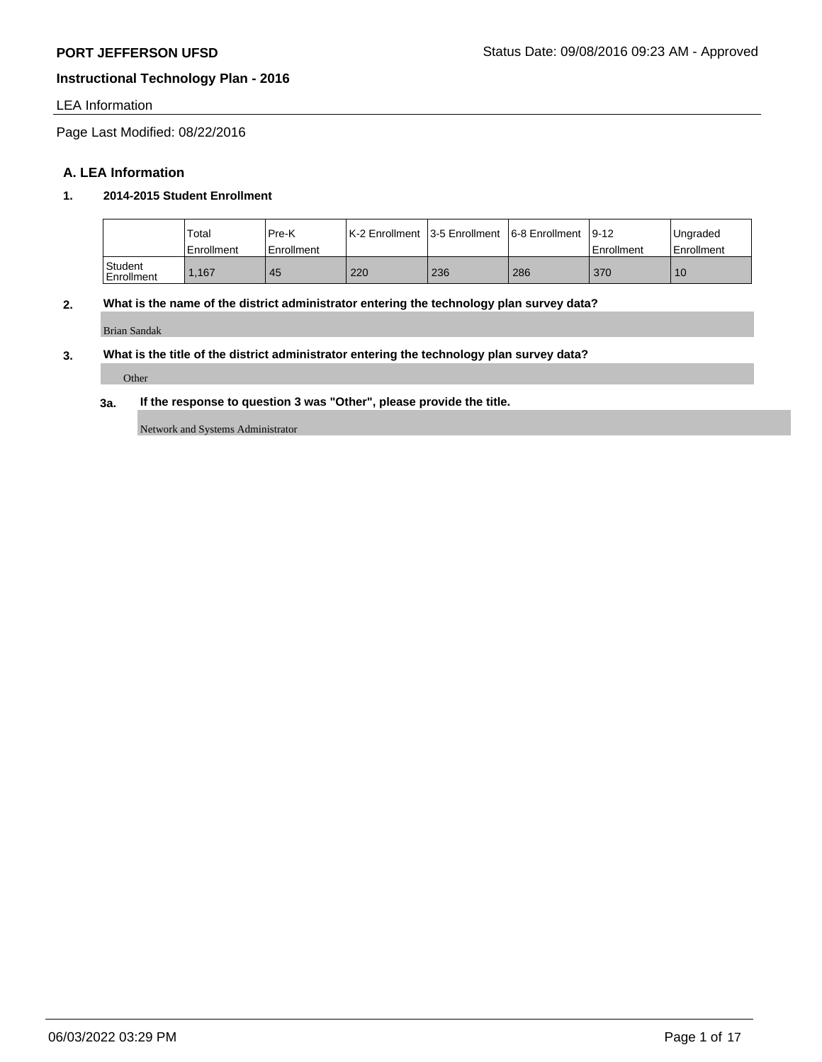**PORT JEFFERSON UFSD**

Status Date: 09/08/2016 09:23 AM - Approved

**Instructional Technology Plan - 2016**

LEA Information

Page Last Modified: 08/22/2016

## A. LEA Information

### 1. 2014-2015 Student Enrollment

| | Total Enrollment | Pre-K Enrollment | K-2 Enrollment | 3-5 Enrollment | 6-8 Enrollment | 9-12 Enrollment | Ungraded Enrollment |
|---|---|---|---|---|---|---|---|
| Student Enrollment | 1,167 | 45 | 220 | 236 | 286 | 370 | 10 |

### 2. What is the name of the district administrator entering the technology plan survey data?

Brian Sandak

### 3. What is the title of the district administrator entering the technology plan survey data?

Other

#### 3a. If the response to question 3 was "Other", please provide the title.

Network and Systems Administrator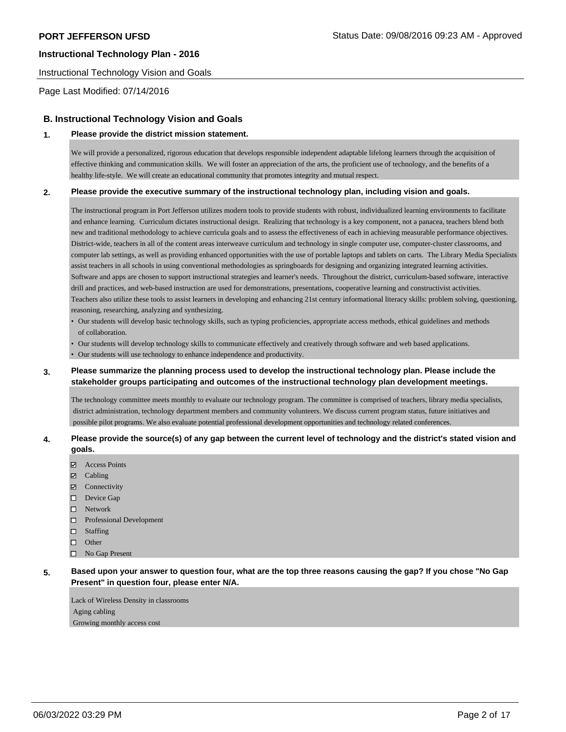## B. Instructional Technology Vision and Goals

**1. Please provide the district mission statement.**

We will provide a personalized, rigorous education that develops responsible independent adaptable lifelong learners through the acquisition of effective thinking and communication skills. We will foster an appreciation of the arts, the proficient use of technology, and the benefits of a healthy life-style. We will create an educational community that promotes integrity and mutual respect.

**2. Please provide the executive summary of the instructional technology plan, including vision and goals.**

The instructional program in Port Jefferson utilizes modern tools to provide students with robust, individualized learning environments to facilitate and enhance learning. Curriculum dictates instructional design. Realizing that technology is a key component, not a panacea, teachers blend both new and traditional methodology to achieve curricula goals and to assess the effectiveness of each in achieving measurable performance objectives. District-wide, teachers in all of the content areas interweave curriculum and technology in single computer use, computer-cluster classrooms, and computer lab settings, as well as providing enhanced opportunities with the use of portable laptops and tablets on carts. The Library Media Specialists assist teachers in all schools in using conventional methodologies as springboards for designing and organizing integrated learning activities. Software and apps are chosen to support instructional strategies and learner's needs. Throughout the district, curriculum-based software, interactive drill and practices, and web-based instruction are used for demonstrations, presentations, cooperative learning and constructivist activities. Teachers also utilize these tools to assist learners in developing and enhancing 21st century informational literacy skills: problem solving, questioning, reasoning, researching, analyzing and synthesizing.

- Our students will develop basic technology skills, such as typing proficiencies, appropriate access methods, ethical guidelines and methods of collaboration.
- Our students will develop technology skills to communicate effectively and creatively through software and web based applications.
- Our students will use technology to enhance independence and productivity.

**3. Please summarize the planning process used to develop the instructional technology plan. Please include the stakeholder groups participating and outcomes of the instructional technology plan development meetings.**

The technology committee meets monthly to evaluate our technology program. The committee is comprised of teachers, library media specialists, district administration, technology department members and community volunteers. We discuss current program status, future initiatives and possible pilot programs. We also evaluate potential professional development opportunities and technology related conferences.

**4. Please provide the source(s) of any gap between the current level of technology and the district's stated vision and goals.**

- [x] Access Points
- [x] Cabling
- [x] Connectivity
- [ ] Device Gap
- [ ] Network
- [ ] Professional Development
- [ ] Staffing
- [ ] Other
- [ ] No Gap Present

**5. Based upon your answer to question four, what are the top three reasons causing the gap? If you chose "No Gap Present" in question four, please enter N/A.**

Lack of Wireless Density in classrooms
Aging cabling
Growing monthly access cost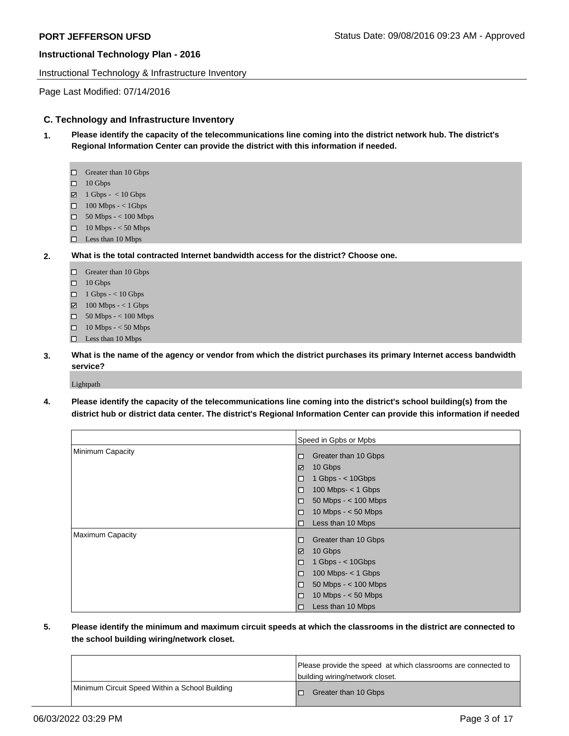## C. Technology and Infrastructure Inventory

**1. Please identify the capacity of the telecommunications line coming into the district network hub. The district's Regional Information Center can provide the district with this information if needed.**

- ☐ Greater than 10 Gbps
- ☐ 10 Gbps
- ☑ 1 Gbps - < 10 Gbps
- ☐ 100 Mbps - < 1Gbps
- ☐ 50 Mbps - < 100 Mbps
- ☐ 10 Mbps - < 50 Mbps
- ☐ Less than 10 Mbps

**2. What is the total contracted Internet bandwidth access for the district? Choose one.**

- ☐ Greater than 10 Gbps
- ☐ 10 Gbps
- ☐ 1 Gbps - < 10 Gbps
- ☑ 100 Mbps - < 1 Gbps
- ☐ 50 Mbps - < 100 Mbps
- ☐ 10 Mbps - < 50 Mbps
- ☐ Less than 10 Mbps

**3. What is the name of the agency or vendor from which the district purchases its primary Internet access bandwidth service?**

Lightpath

**4. Please identify the capacity of the telecommunications line coming into the district's school building(s) from the district hub or district data center. The district's Regional Information Center can provide this information if needed**

| | Speed in Gpbs or Mpbs |
|---|---|
| Minimum Capacity | ☐ Greater than 10 Gbps<br>☑ 10 Gbps<br>☐ 1 Gbps - < 10Gbps<br>☐ 100 Mbps- < 1 Gbps<br>☐ 50 Mbps - < 100 Mbps<br>☐ 10 Mbps - < 50 Mbps<br>☐ Less than 10 Mbps |
| Maximum Capacity | ☐ Greater than 10 Gbps<br>☑ 10 Gbps<br>☐ 1 Gbps - < 10Gbps<br>☐ 100 Mbps- < 1 Gbps<br>☐ 50 Mbps - < 100 Mbps<br>☐ 10 Mbps - < 50 Mbps<br>☐ Less than 10 Mbps |

**5. Please identify the minimum and maximum circuit speeds at which the classrooms in the district are connected to the school building wiring/network closet.**

| | Please provide the speed at which classrooms are connected to building wiring/network closet. |
|---|---|
| Minimum Circuit Speed Within a School Building | ☐ Greater than 10 Gbps |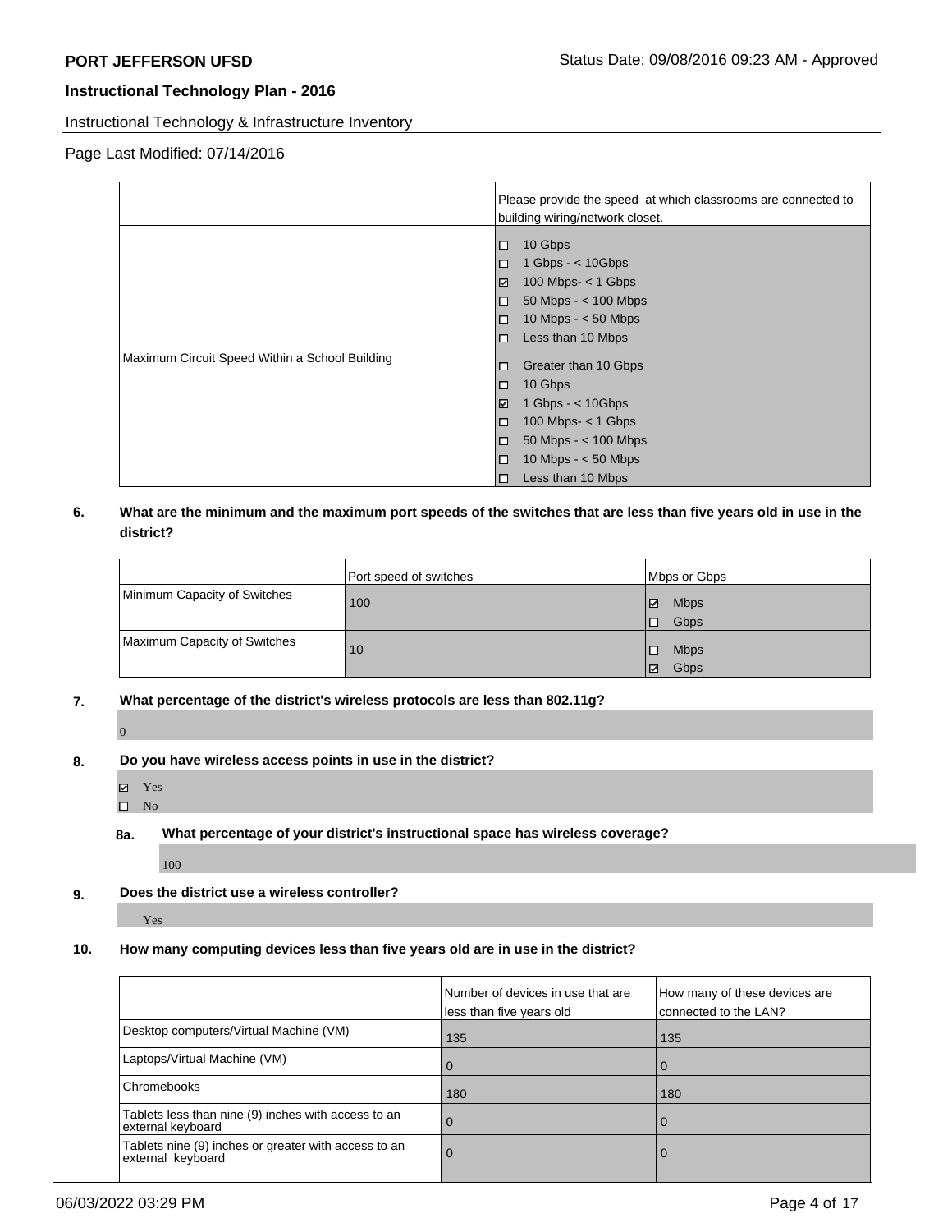| | Please provide the speed at which classrooms are connected to building wiring/network closet. |
|---|---|
| | ☐ 10 Gbps<br>☐ 1 Gbps - < 10Gbps<br>☑ 100 Mbps- < 1 Gbps<br>☐ 50 Mbps - < 100 Mbps<br>☐ 10 Mbps - < 50 Mbps<br>☐ Less than 10 Mbps |
| Maximum Circuit Speed Within a School Building | ☐ Greater than 10 Gbps<br>☐ 10 Gbps<br>☑ 1 Gbps - < 10Gbps<br>☐ 100 Mbps- < 1 Gbps<br>☐ 50 Mbps - < 100 Mbps<br>☐ 10 Mbps - < 50 Mbps<br>☐ Less than 10 Mbps |

**6. What are the minimum and the maximum port speeds of the switches that are less than five years old in use in the district?**

| | Port speed of switches | Mbps or Gbps |
|---|---|---|
| Minimum Capacity of Switches | 100 | ☑ Mbps<br>☐ Gbps |
| Maximum Capacity of Switches | 10 | ☐ Mbps<br>☑ Gbps |

**7. What percentage of the district's wireless protocols are less than 802.11g?**

0

**8. Do you have wireless access points in use in the district?**

☑ Yes
☐ No

**8a. What percentage of your district's instructional space has wireless coverage?**

100

**9. Does the district use a wireless controller?**

Yes

**10. How many computing devices less than five years old are in use in the district?**

| | Number of devices in use that are less than five years old | How many of these devices are connected to the LAN? |
|---|---|---|
| Desktop computers/Virtual Machine (VM) | 135 | 135 |
| Laptops/Virtual Machine (VM) | 0 | 0 |
| Chromebooks | 180 | 180 |
| Tablets less than nine (9) inches with access to an external keyboard | 0 | 0 |
| Tablets nine (9) inches or greater with access to an external keyboard | 0 | 0 |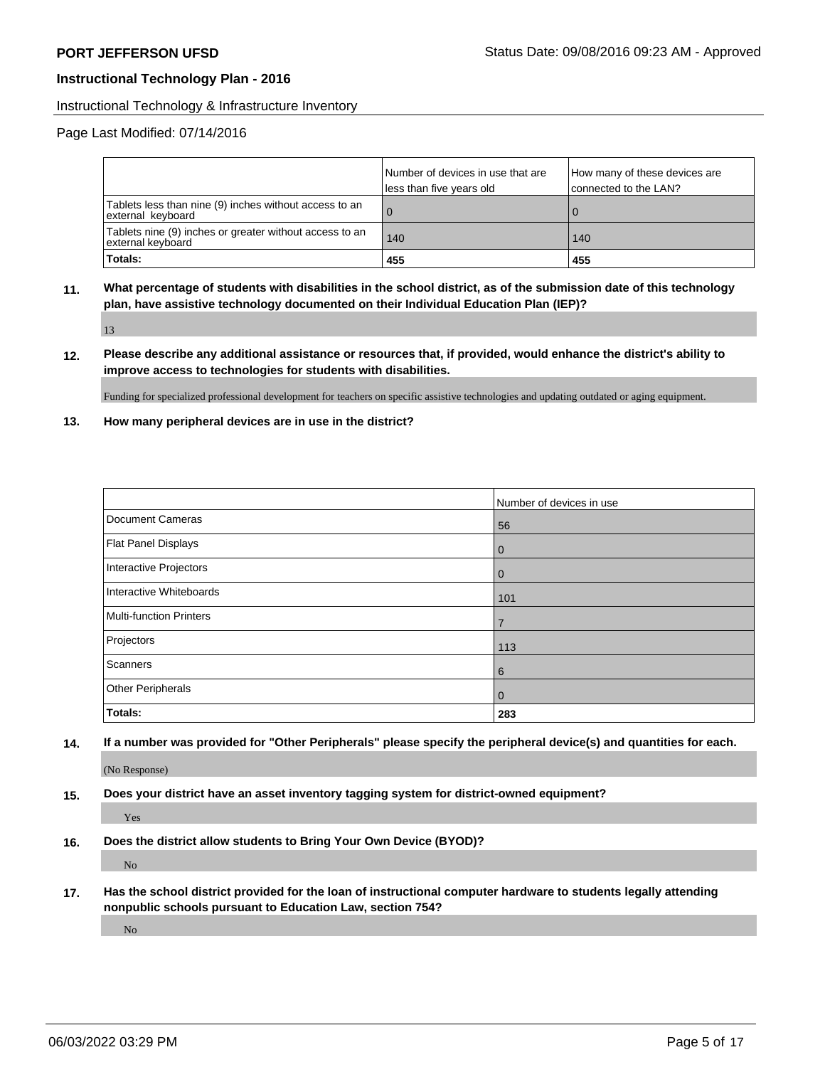Instructional Technology & Infrastructure Inventory

Page Last Modified: 07/14/2016

| | Number of devices in use that are less than five years old | How many of these devices are connected to the LAN? |
|---|---|---|
| Tablets less than nine (9) inches without access to an external keyboard | 0 | 0 |
| Tablets nine (9) inches or greater without access to an external keyboard | 140 | 140 |
| **Totals:** | **455** | **455** |

**11. What percentage of students with disabilities in the school district, as of the submission date of this technology plan, have assistive technology documented on their Individual Education Plan (IEP)?**

13

**12. Please describe any additional assistance or resources that, if provided, would enhance the district's ability to improve access to technologies for students with disabilities.**

Funding for specialized professional development for teachers on specific assistive technologies and updating outdated or aging equipment.

**13. How many peripheral devices are in use in the district?**

| | Number of devices in use |
|---|---|
| Document Cameras | 56 |
| Flat Panel Displays | 0 |
| Interactive Projectors | 0 |
| Interactive Whiteboards | 101 |
| Multi-function Printers | 7 |
| Projectors | 113 |
| Scanners | 6 |
| Other Peripherals | 0 |
| **Totals:** | **283** |

**14. If a number was provided for "Other Peripherals" please specify the peripheral device(s) and quantities for each.**

(No Response)

**15. Does your district have an asset inventory tagging system for district-owned equipment?**

Yes

**16. Does the district allow students to Bring Your Own Device (BYOD)?**

No

**17. Has the school district provided for the loan of instructional computer hardware to students legally attending nonpublic schools pursuant to Education Law, section 754?**

No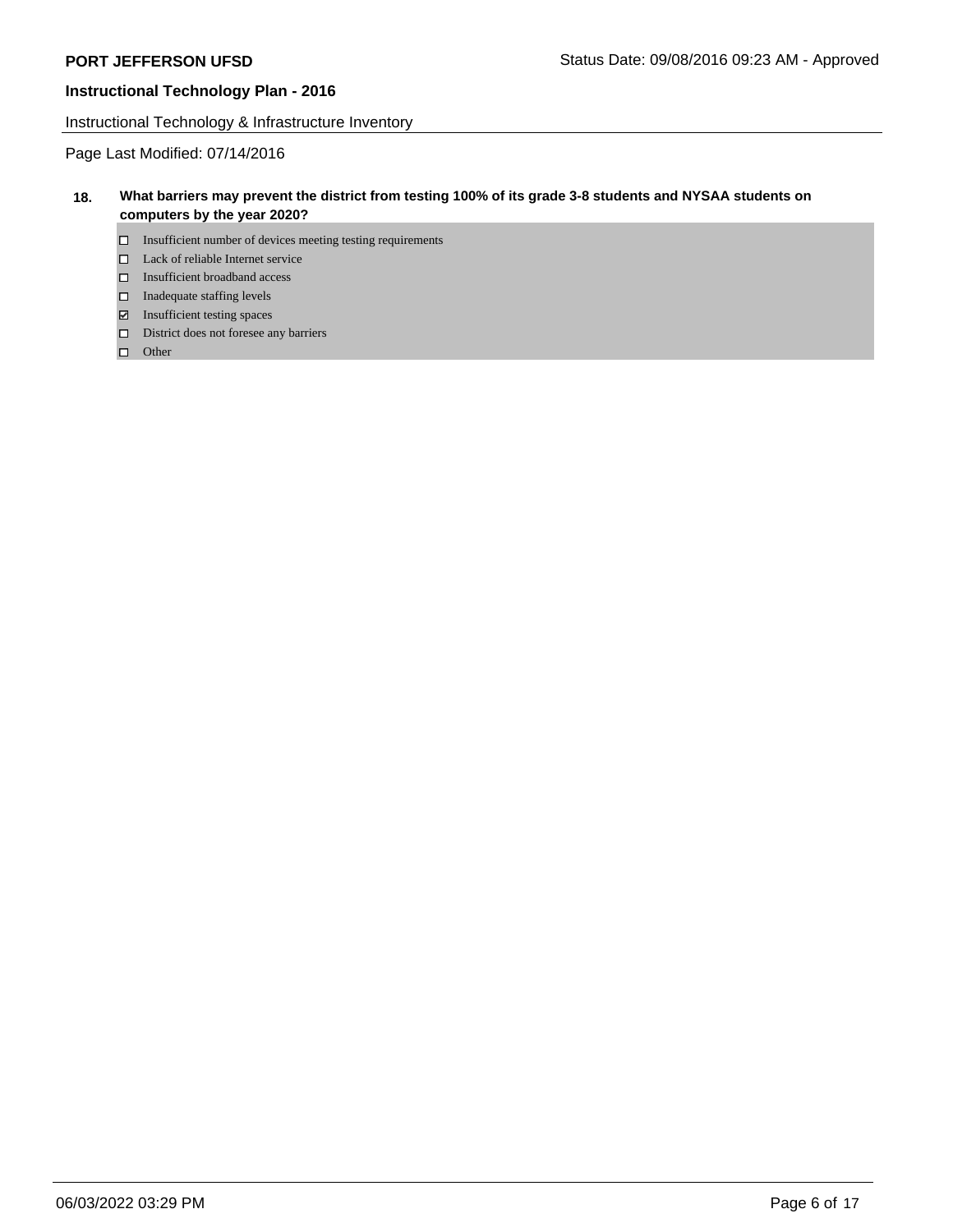Instructional Technology & Infrastructure Inventory

Page Last Modified: 07/14/2016

**18. What barriers may prevent the district from testing 100% of its grade 3-8 students and NYSAA students on computers by the year 2020?**

- [ ] Insufficient number of devices meeting testing requirements
- [ ] Lack of reliable Internet service
- [ ] Insufficient broadband access
- [ ] Inadequate staffing levels
- [x] Insufficient testing spaces
- [ ] District does not foresee any barriers
- [ ] Other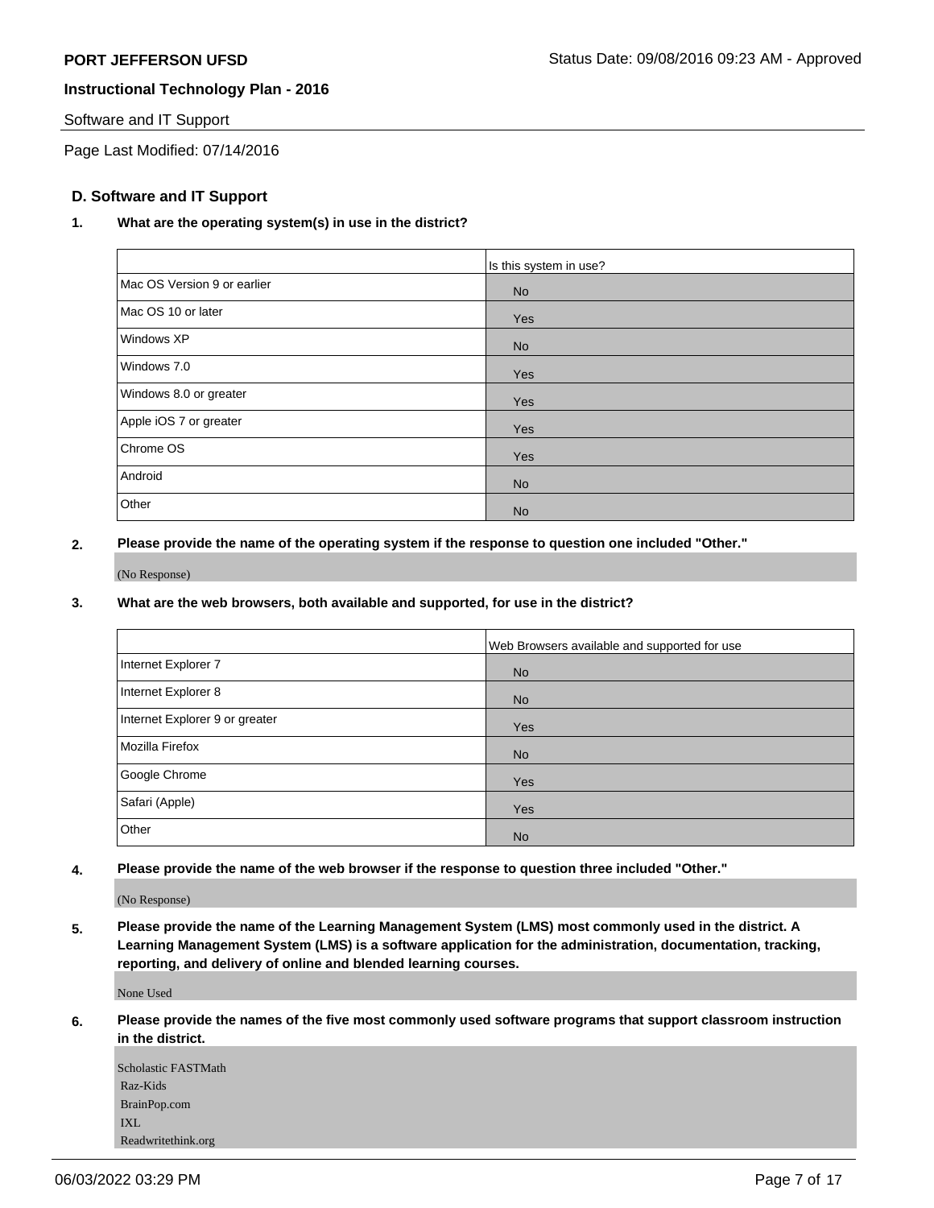## D. Software and IT Support

**1. What are the operating system(s) in use in the district?**

| | Is this system in use? |
|---|---|
| Mac OS Version 9 or earlier | No |
| Mac OS 10 or later | Yes |
| Windows XP | No |
| Windows 7.0 | Yes |
| Windows 8.0 or greater | Yes |
| Apple iOS 7 or greater | Yes |
| Chrome OS | Yes |
| Android | No |
| Other | No |

**2. Please provide the name of the operating system if the response to question one included "Other."**

(No Response)

**3. What are the web browsers, both available and supported, for use in the district?**

| | Web Browsers available and supported for use |
|---|---|
| Internet Explorer 7 | No |
| Internet Explorer 8 | No |
| Internet Explorer 9 or greater | Yes |
| Mozilla Firefox | No |
| Google Chrome | Yes |
| Safari (Apple) | Yes |
| Other | No |

**4. Please provide the name of the web browser if the response to question three included "Other."**

(No Response)

**5. Please provide the name of the Learning Management System (LMS) most commonly used in the district. A Learning Management System (LMS) is a software application for the administration, documentation, tracking, reporting, and delivery of online and blended learning courses.**

None Used

**6. Please provide the names of the five most commonly used software programs that support classroom instruction in the district.**

Scholastic FASTMath
Raz-Kids
BrainPop.com
IXL
Readwritethink.org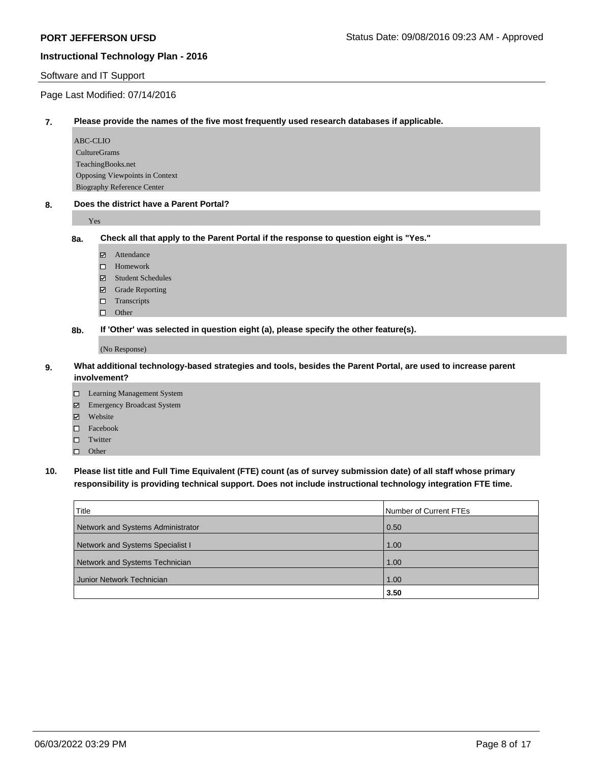**PORT JEFFERSON UFSD** Status Date: 09/08/2016 09:23 AM - Approved

**Instructional Technology Plan - 2016**

Software and IT Support

Page Last Modified: 07/14/2016

**7. Please provide the names of the five most frequently used research databases if applicable.**

ABC-CLIO
CultureGrams
TeachingBooks.net
Opposing Viewpoints in Context
Biography Reference Center

**8. Does the district have a Parent Portal?**

Yes

**8a. Check all that apply to the Parent Portal if the response to question eight is "Yes."**

- [x] Attendance
- [ ] Homework
- [x] Student Schedules
- [x] Grade Reporting
- [ ] Transcripts
- [ ] Other

**8b. If 'Other' was selected in question eight (a), please specify the other feature(s).**

(No Response)

**9. What additional technology-based strategies and tools, besides the Parent Portal, are used to increase parent involvement?**

- [ ] Learning Management System
- [x] Emergency Broadcast System
- [x] Website
- [ ] Facebook
- [ ] Twitter
- [ ] Other

**10. Please list title and Full Time Equivalent (FTE) count (as of survey submission date) of all staff whose primary responsibility is providing technical support. Does not include instructional technology integration FTE time.**

| Title | Number of Current FTEs |
|---|---|
| Network and Systems Administrator | 0.50 |
| Network and Systems Specialist I | 1.00 |
| Network and Systems Technician | 1.00 |
| Junior Network Technician | 1.00 |
| | **3.50** |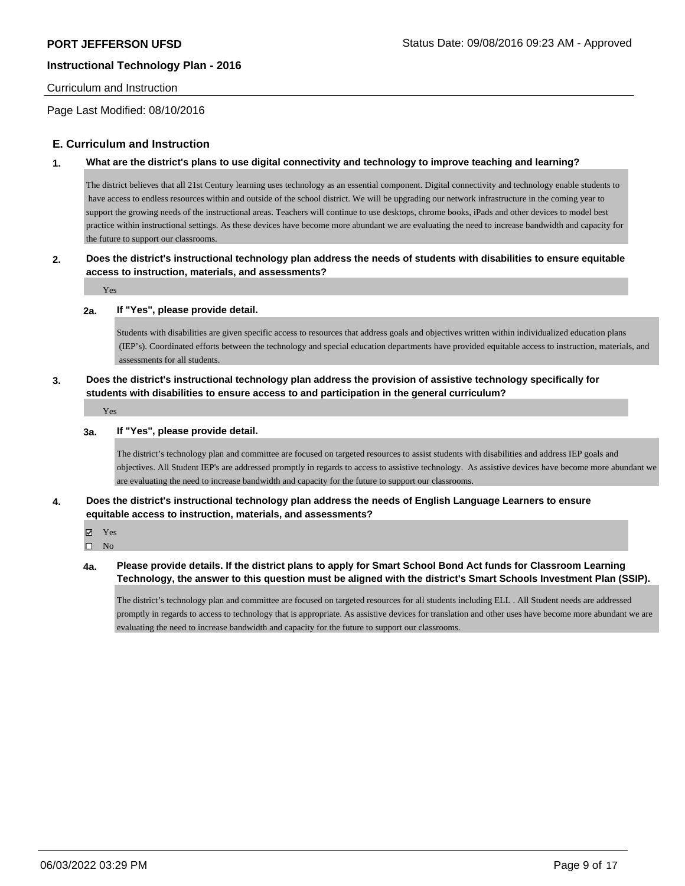## E. Curriculum and Instruction

**1. What are the district's plans to use digital connectivity and technology to improve teaching and learning?**

The district believes that all 21st Century learning uses technology as an essential component. Digital connectivity and technology enable students to have access to endless resources within and outside of the school district. We will be upgrading our network infrastructure in the coming year to support the growing needs of the instructional areas. Teachers will continue to use desktops, chrome books, iPads and other devices to model best practice within instructional settings. As these devices have become more abundant we are evaluating the need to increase bandwidth and capacity for the future to support our classrooms.

**2. Does the district's instructional technology plan address the needs of students with disabilities to ensure equitable access to instruction, materials, and assessments?**

Yes

**2a. If "Yes", please provide detail.**

Students with disabilities are given specific access to resources that address goals and objectives written within individualized education plans (IEP's). Coordinated efforts between the technology and special education departments have provided equitable access to instruction, materials, and assessments for all students.

**3. Does the district's instructional technology plan address the provision of assistive technology specifically for students with disabilities to ensure access to and participation in the general curriculum?**

Yes

**3a. If "Yes", please provide detail.**

The district's technology plan and committee are focused on targeted resources to assist students with disabilities and address IEP goals and objectives. All Student IEP's are addressed promptly in regards to access to assistive technology. As assistive devices have become more abundant we are evaluating the need to increase bandwidth and capacity for the future to support our classrooms.

**4. Does the district's instructional technology plan address the needs of English Language Learners to ensure equitable access to instruction, materials, and assessments?**

- ☑ Yes
- ☐ No

**4a. Please provide details. If the district plans to apply for Smart School Bond Act funds for Classroom Learning Technology, the answer to this question must be aligned with the district's Smart Schools Investment Plan (SSIP).**

The district's technology plan and committee are focused on targeted resources for all students including ELL . All Student needs are addressed promptly in regards to access to technology that is appropriate. As assistive devices for translation and other uses have become more abundant we are evaluating the need to increase bandwidth and capacity for the future to support our classrooms.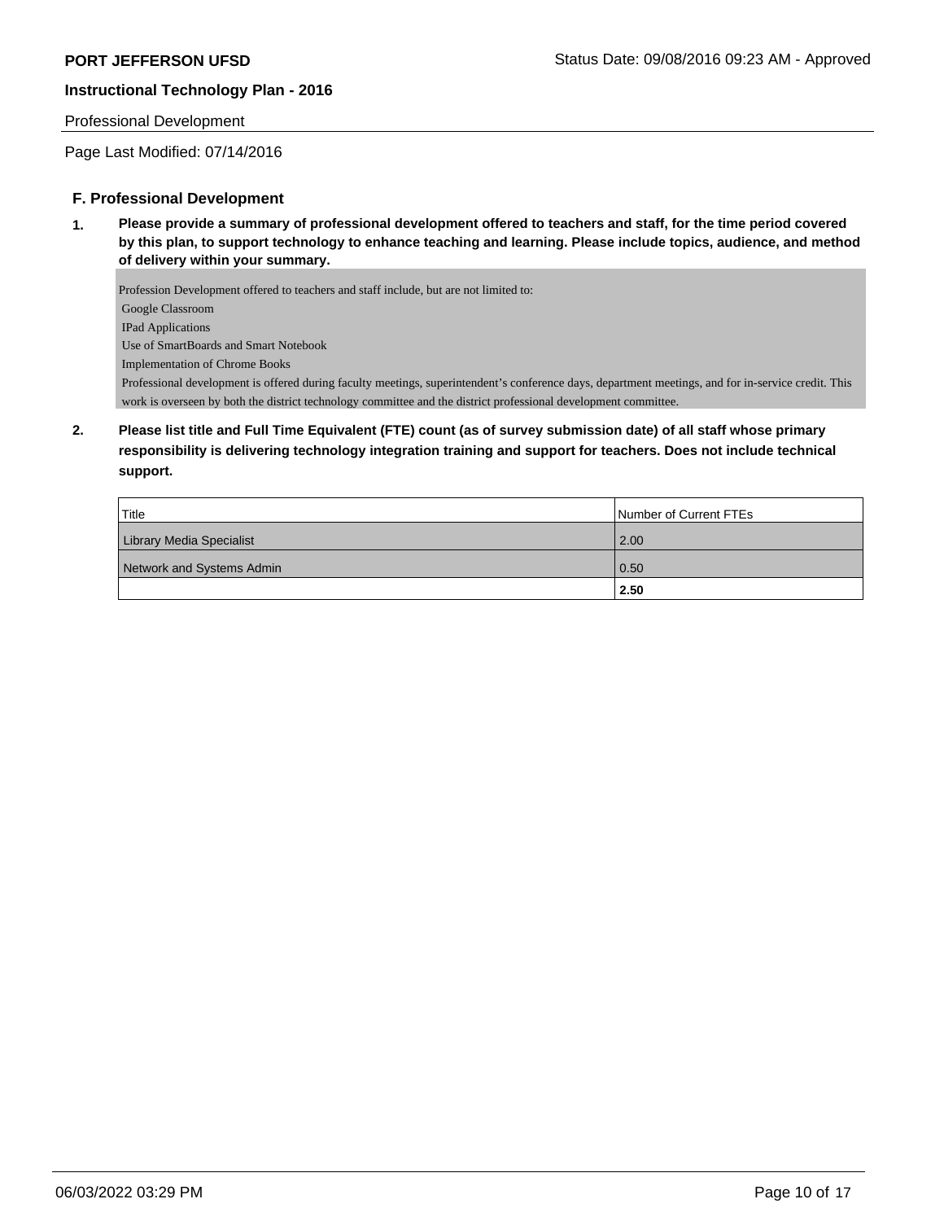PORT JEFFERSON UFSD

Status Date: 09/08/2016 09:23 AM - Approved

**Instructional Technology Plan - 2016**

Professional Development

Page Last Modified: 07/14/2016

## F. Professional Development

**1. Please provide a summary of professional development offered to teachers and staff, for the time period covered by this plan, to support technology to enhance teaching and learning. Please include topics, audience, and method of delivery within your summary.**

Profession Development offered to teachers and staff include, but are not limited to:
Google Classroom
IPad Applications
Use of SmartBoards and Smart Notebook
Implementation of Chrome Books
Professional development is offered during faculty meetings, superintendent's conference days, department meetings, and for in-service credit. This work is overseen by both the district technology committee and the district professional development committee.

**2. Please list title and Full Time Equivalent (FTE) count (as of survey submission date) of all staff whose primary responsibility is delivering technology integration training and support for teachers. Does not include technical support.**

| Title | Number of Current FTEs |
| --- | --- |
| Library Media Specialist | 2.00 |
| Network and Systems Admin | 0.50 |
| | **2.50** |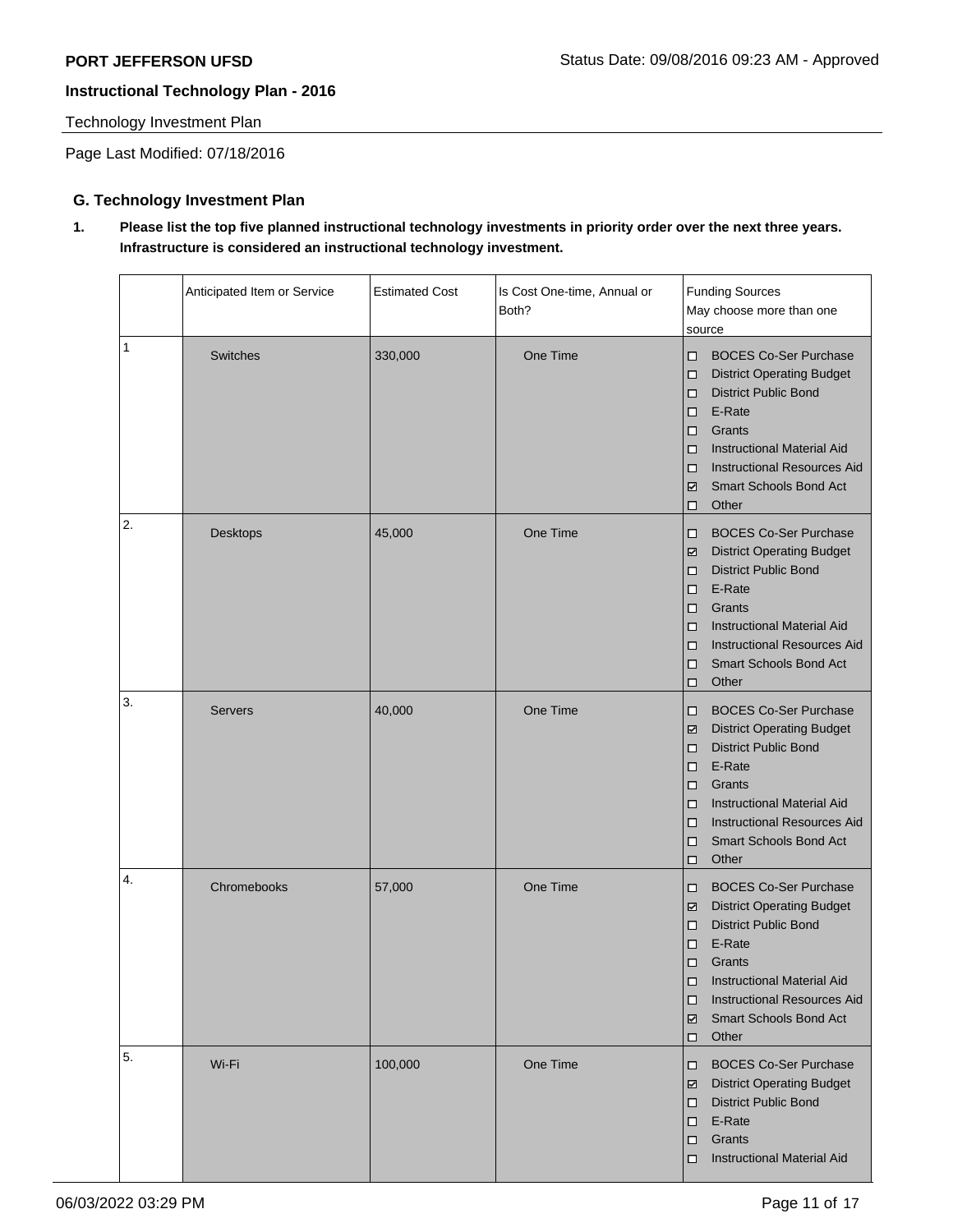**PORT JEFFERSON UFSD**

**Instructional Technology Plan - 2016**

Technology Investment Plan

Page Last Modified: 07/18/2016

### G. Technology Investment Plan

**1. Please list the top five planned instructional technology investments in priority order over the next three years. Infrastructure is considered an instructional technology investment.**

| | Anticipated Item or Service | Estimated Cost | Is Cost One-time, Annual or Both? | Funding Sources May choose more than one source |
|---|---|---|---|---|
| 1 | Switches | 330,000 | One Time | ☐ BOCES Co-Ser Purchase<br>☐ District Operating Budget<br>☐ District Public Bond<br>☐ E-Rate<br>☐ Grants<br>☐ Instructional Material Aid<br>☐ Instructional Resources Aid<br>☑ Smart Schools Bond Act<br>☐ Other |
| 2. | Desktops | 45,000 | One Time | ☐ BOCES Co-Ser Purchase<br>☑ District Operating Budget<br>☐ District Public Bond<br>☐ E-Rate<br>☐ Grants<br>☐ Instructional Material Aid<br>☐ Instructional Resources Aid<br>☐ Smart Schools Bond Act<br>☐ Other |
| 3. | Servers | 40,000 | One Time | ☐ BOCES Co-Ser Purchase<br>☑ District Operating Budget<br>☐ District Public Bond<br>☐ E-Rate<br>☐ Grants<br>☐ Instructional Material Aid<br>☐ Instructional Resources Aid<br>☐ Smart Schools Bond Act<br>☐ Other |
| 4. | Chromebooks | 57,000 | One Time | ☐ BOCES Co-Ser Purchase<br>☑ District Operating Budget<br>☐ District Public Bond<br>☐ E-Rate<br>☐ Grants<br>☐ Instructional Material Aid<br>☐ Instructional Resources Aid<br>☑ Smart Schools Bond Act<br>☐ Other |
| 5. | Wi-Fi | 100,000 | One Time | ☐ BOCES Co-Ser Purchase<br>☑ District Operating Budget<br>☐ District Public Bond<br>☐ E-Rate<br>☐ Grants<br>☐ Instructional Material Aid |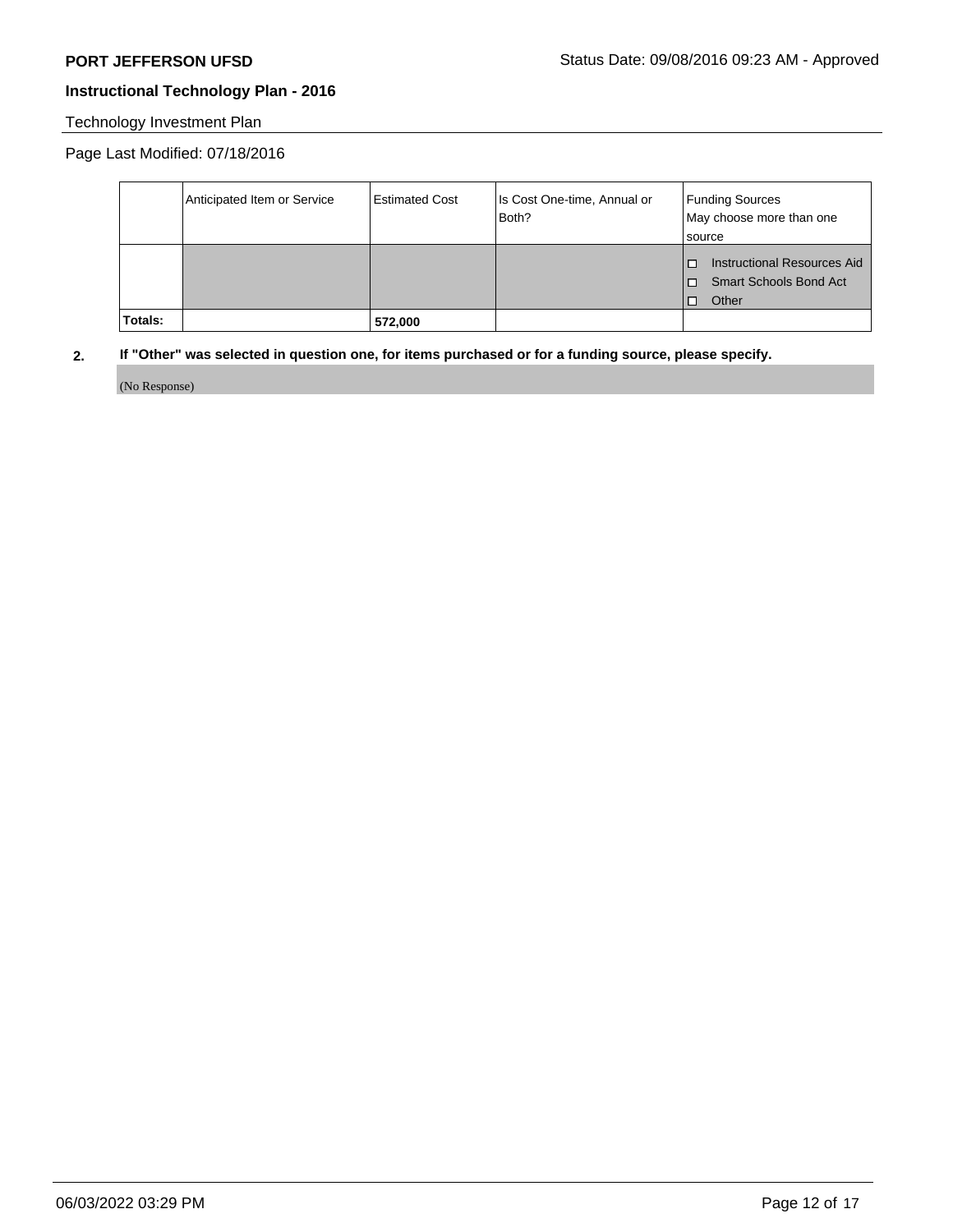**PORT JEFFERSON UFSD** Status Date: 09/08/2016 09:23 AM - Approved

**Instructional Technology Plan - 2016**

Technology Investment Plan

Page Last Modified: 07/18/2016

| | Anticipated Item or Service | Estimated Cost | Is Cost One-time, Annual or Both? | Funding Sources May choose more than one source |
|---|---|---|---|---|
| | | | | ☐ Instructional Resources Aid ☐ Smart Schools Bond Act ☐ Other |
| **Totals:** | | **572,000** | | |

**2. If "Other" was selected in question one, for items purchased or for a funding source, please specify.**

(No Response)

06/03/2022 03:29 PM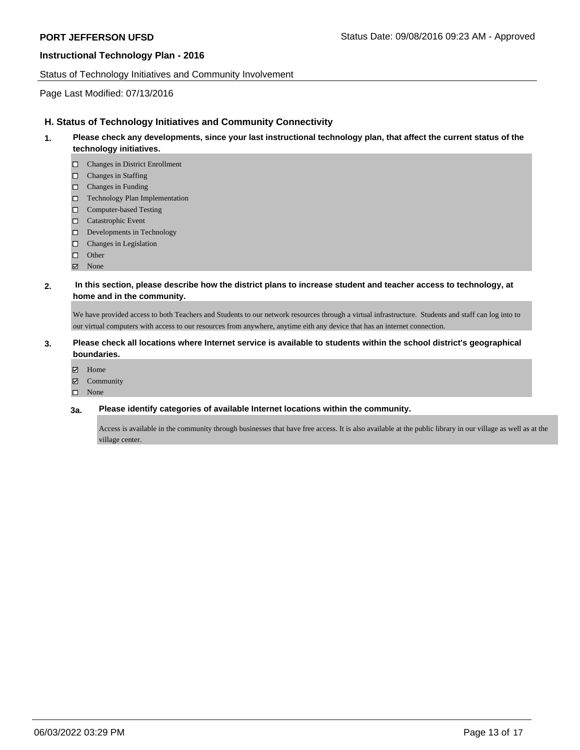## H. Status of Technology Initiatives and Community Connectivity

**1. Please check any developments, since your last instructional technology plan, that affect the current status of the technology initiatives.**

- ☐ Changes in District Enrollment
- ☐ Changes in Staffing
- ☐ Changes in Funding
- ☐ Technology Plan Implementation
- ☐ Computer-based Testing
- ☐ Catastrophic Event
- ☐ Developments in Technology
- ☐ Changes in Legislation
- ☐ Other
- ☑ None

**2. In this section, please describe how the district plans to increase student and teacher access to technology, at home and in the community.**

We have provided access to both Teachers and Students to our network resources through a virtual infrastructure.  Students and staff can log into to our virtual computers with access to our resources from anywhere, anytime eith any device that has an internet connection.

**3. Please check all locations where Internet service is available to students within the school district's geographical boundaries.**

- ☑ Home
- ☑ Community
- ☐ None

**3a. Please identify categories of available Internet locations within the community.**

Access is available in the community through businesses that have free access. It is also available at the public library in our village as well as at the village center.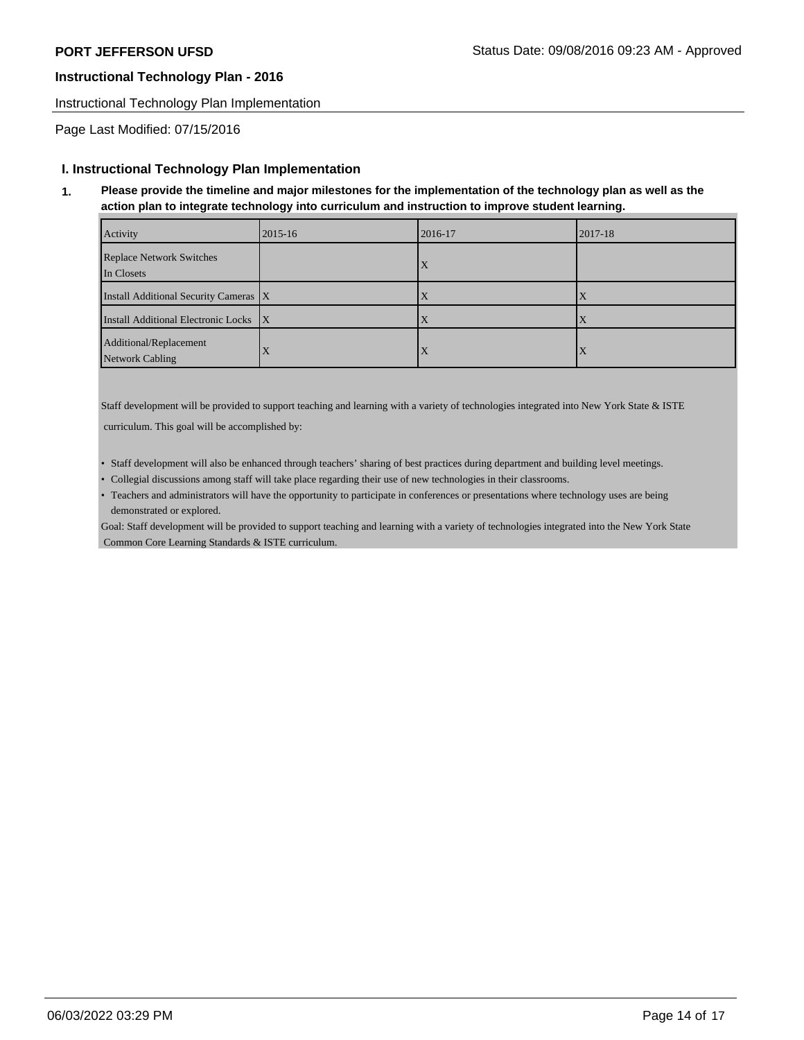PORT JEFFERSON UFSD

Status Date: 09/08/2016 09:23 AM - Approved

**Instructional Technology Plan - 2016**

Instructional Technology Plan Implementation

Page Last Modified: 07/15/2016

## I. Instructional Technology Plan Implementation

**1. Please provide the timeline and major milestones for the implementation of the technology plan as well as the action plan to integrate technology into curriculum and instruction to improve student learning.**

| Activity | 2015-16 | 2016-17 | 2017-18 |
|---|---|---|---|
| Replace Network Switches In Closets | | X | |
| Install Additional Security Cameras | X | X | X |
| Install Additional Electronic Locks | X | X | X |
| Additional/Replacement Network Cabling | X | X | X |

Staff development will be provided to support teaching and learning with a variety of technologies integrated into New York State & ISTE curriculum. This goal will be accomplished by:

- Staff development will also be enhanced through teachers' sharing of best practices during department and building level meetings.
- Collegial discussions among staff will take place regarding their use of new technologies in their classrooms.
- Teachers and administrators will have the opportunity to participate in conferences or presentations where technology uses are being demonstrated or explored.

Goal: Staff development will be provided to support teaching and learning with a variety of technologies integrated into the New York State Common Core Learning Standards & ISTE curriculum.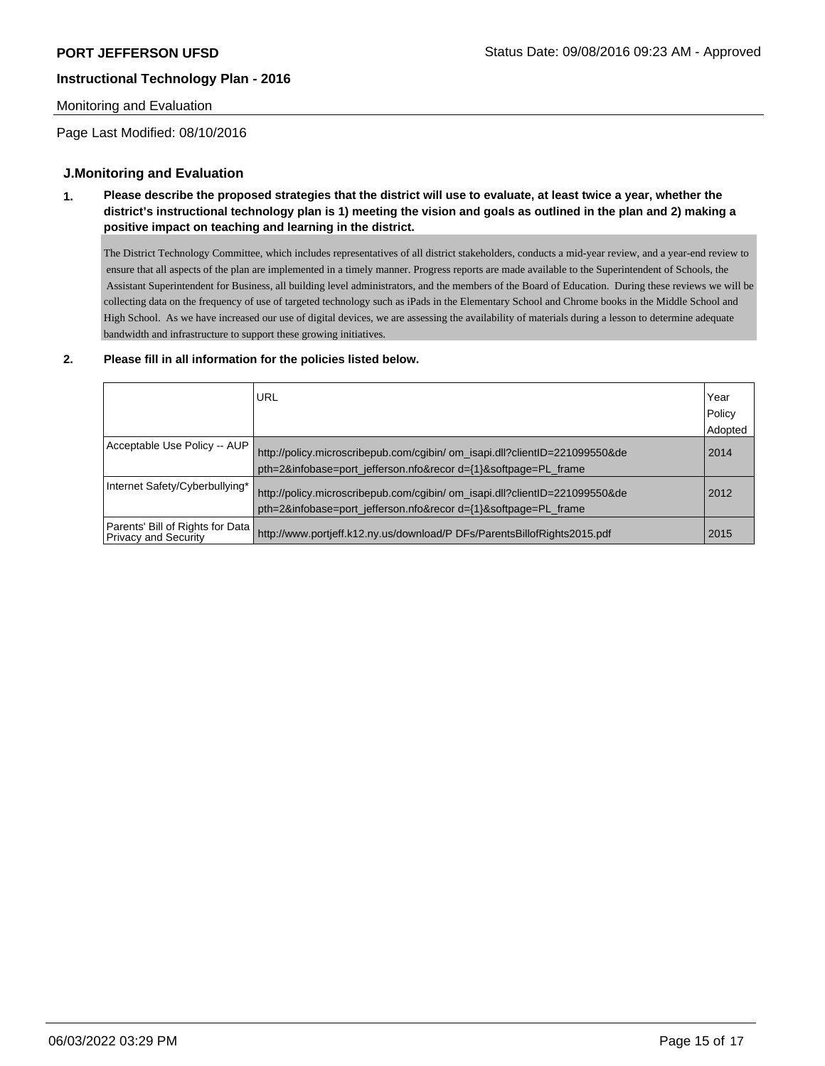Monitoring and Evaluation

Page Last Modified: 08/10/2016

## J.Monitoring and Evaluation

**1. Please describe the proposed strategies that the district will use to evaluate, at least twice a year, whether the district's instructional technology plan is 1) meeting the vision and goals as outlined in the plan and 2) making a positive impact on teaching and learning in the district.**

The District Technology Committee, which includes representatives of all district stakeholders, conducts a mid-year review, and a year-end review to ensure that all aspects of the plan are implemented in a timely manner. Progress reports are made available to the Superintendent of Schools, the Assistant Superintendent for Business, all building level administrators, and the members of the Board of Education. During these reviews we will be collecting data on the frequency of use of targeted technology such as iPads in the Elementary School and Chrome books in the Middle School and High School. As we have increased our use of digital devices, we are assessing the availability of materials during a lesson to determine adequate bandwidth and infrastructure to support these growing initiatives.

**2. Please fill in all information for the policies listed below.**

| | URL | Year Policy Adopted |
|---|---|---|
| Acceptable Use Policy -- AUP | http://policy.microscribepub.com/cgibin/ om_isapi.dll?clientID=221099550&depth=2&infobase=port_jefferson.nfo&recor d={1}&softpage=PL_frame | 2014 |
| Internet Safety/Cyberbullying* | http://policy.microscribepub.com/cgibin/ om_isapi.dll?clientID=221099550&depth=2&infobase=port_jefferson.nfo&recor d={1}&softpage=PL_frame | 2012 |
| Parents' Bill of Rights for Data Privacy and Security | http://www.portjeff.k12.ny.us/download/P DFs/ParentsBillofRights2015.pdf | 2015 |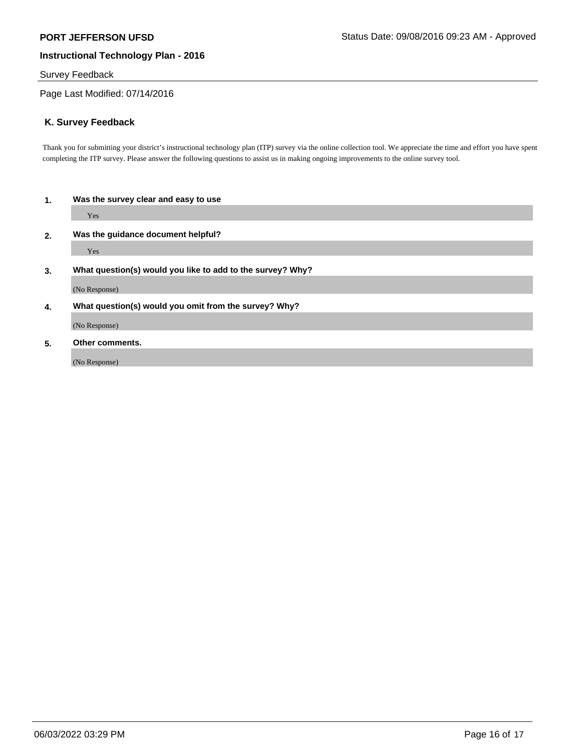Survey Feedback

Page Last Modified: 07/14/2016

## K. Survey Feedback

Thank you for submitting your district's instructional technology plan (ITP) survey via the online collection tool. We appreciate the time and effort you have spent completing the ITP survey. Please answer the following questions to assist us in making ongoing improvements to the online survey tool.

**1. Was the survey clear and easy to use**

Yes

**2. Was the guidance document helpful?**

Yes

**3. What question(s) would you like to add to the survey? Why?**

(No Response)

**4. What question(s) would you omit from the survey? Why?**

(No Response)

**5. Other comments.**

(No Response)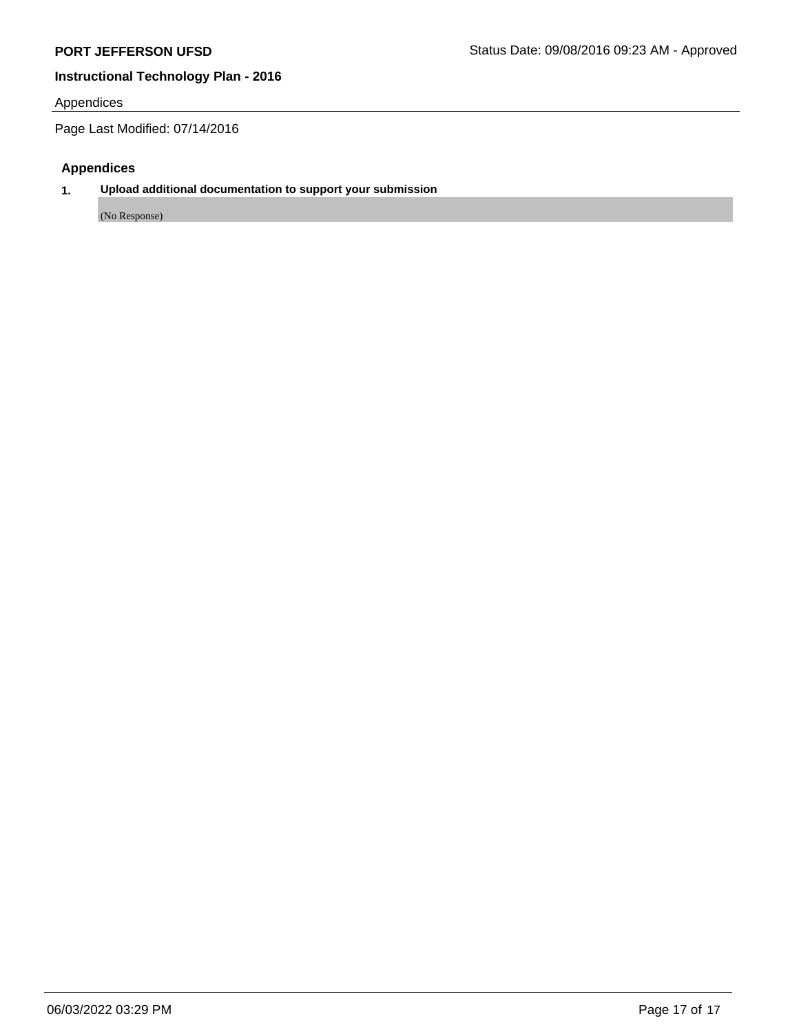Appendices

Page Last Modified: 07/14/2016

## Appendices

**1. Upload additional documentation to support your submission**

(No Response)